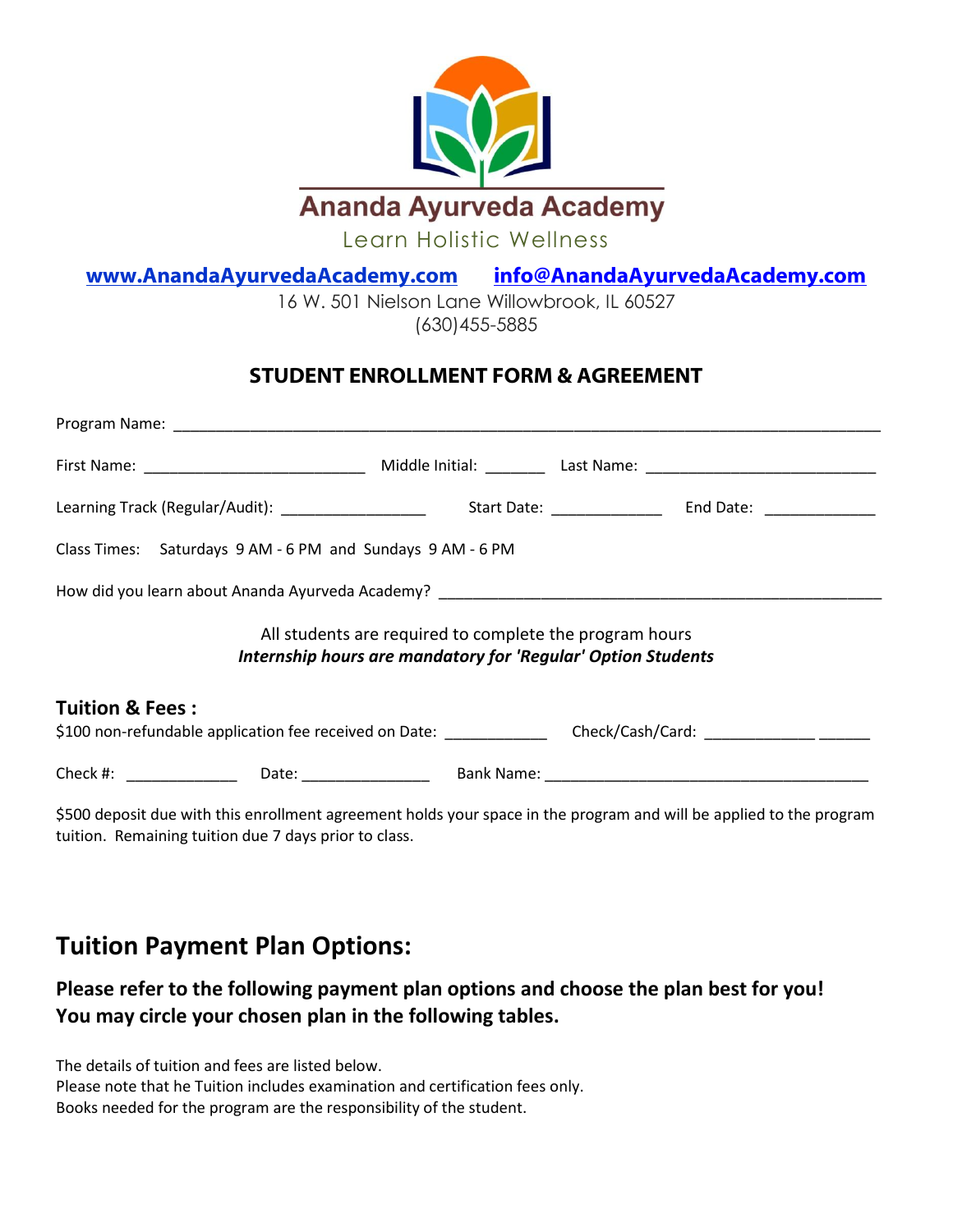# Ananda Ayurveda Academy

Learn Holistic Wellness

**www.AnandaAyurvedaAcademy.com** **info@AnandaAyurvedaAcademy.com**

16 W. 501 Nielson Lane Willowbrook, IL 60527
(630)455-5885

## STUDENT ENROLLMENT FORM & AGREEMENT

Program Name: ______________________________________________________________________________

First Name: _________________________ Middle Initial: _______ Last Name: __________________________

Learning Track (Regular/Audit): ________________ Start Date: ____________ End Date: ____________

Class Times: Saturdays 9 AM - 6 PM and Sundays 9 AM - 6 PM

How did you learn about Ananda Ayurveda Academy? __________________________________________________

All students are required to complete the program hours
***Internship hours are mandatory for 'Regular' Option Students***

### Tuition & Fees :

$100 non-refundable application fee received on Date: ___________ Check/Cash/Card: ____________ ______

Check #: ____________ Date: ______________ Bank Name: ____________________________________

$500 deposit due with this enrollment agreement holds your space in the program and will be applied to the program tuition. Remaining tuition due 7 days prior to class.

## Tuition Payment Plan Options:

**Please refer to the following payment plan options and choose the plan best for you! You may circle your chosen plan in the following tables.**

The details of tuition and fees are listed below.
Please note that he Tuition includes examination and certification fees only.
Books needed for the program are the responsibility of the student.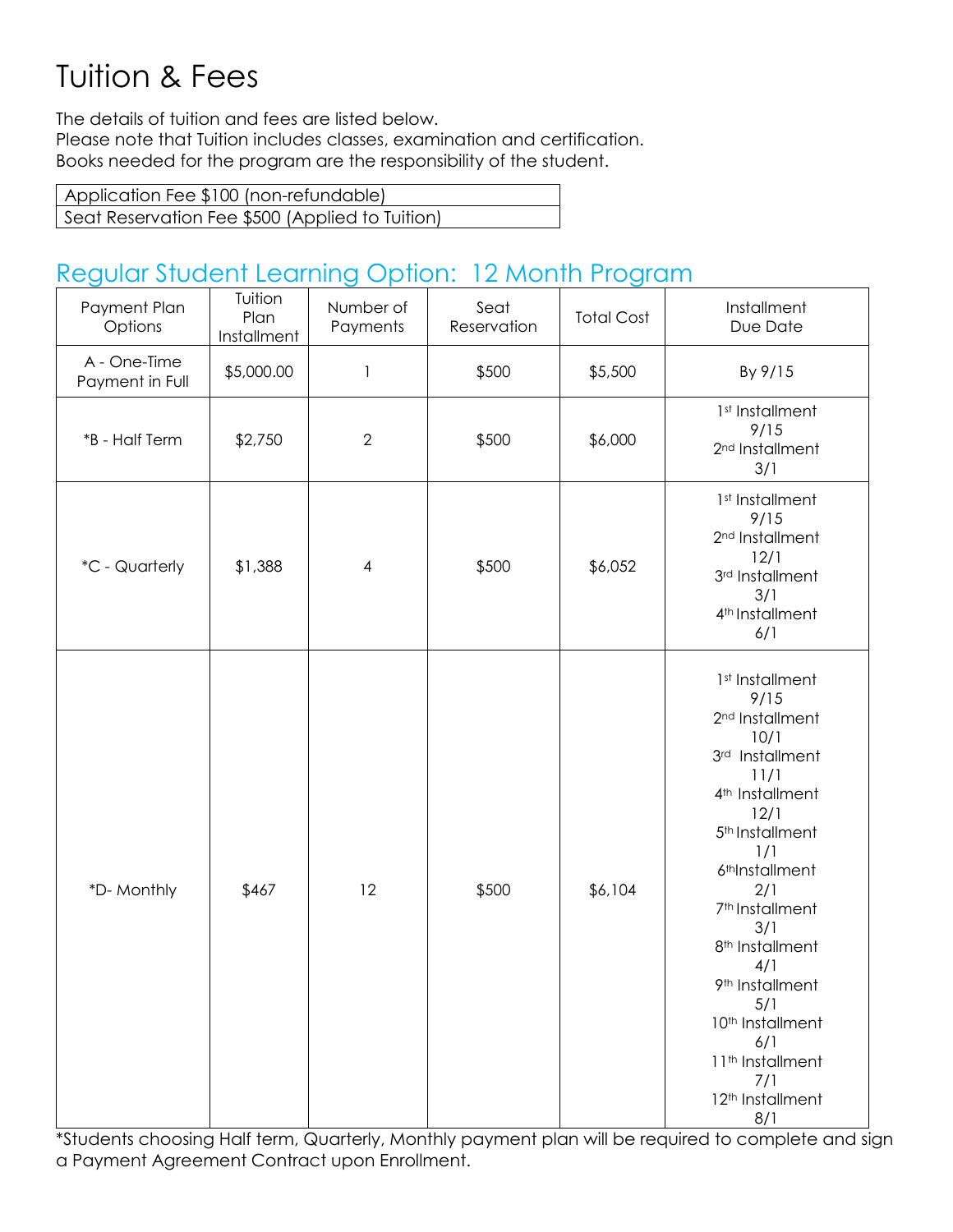# Tuition & Fees

The details of tuition and fees are listed below.
Please note that Tuition includes classes, examination and certification.
Books needed for the program are the responsibility of the student.

| Application Fee $100 (non-refundable) |
|---|
| Seat Reservation Fee $500 (Applied to Tuition) |

## Regular Student Learning Option: 12 Month Program

| Payment Plan Options | Tuition Plan Installment | Number of Payments | Seat Reservation | Total Cost | Installment Due Date |
|---|---|---|---|---|---|
| A - One-Time Payment in Full | $5,000.00 | 1 | $500 | $5,500 | By 9/15 |
| *B - Half Term | $2,750 | 2 | $500 | $6,000 | 1st Installment 9/15<br>2nd Installment 3/1 |
| *C - Quarterly | $1,388 | 4 | $500 | $6,052 | 1st Installment 9/15<br>2nd Installment 12/1<br>3rd Installment 3/1<br>4th Installment 6/1 |
| *D- Monthly | $467 | 12 | $500 | $6,104 | 1st Installment 9/15<br>2nd Installment 10/1<br>3rd Installment 11/1<br>4th Installment 12/1<br>5th Installment 1/1<br>6th Installment 2/1<br>7th Installment 3/1<br>8th Installment 4/1<br>9th Installment 5/1<br>10th Installment 6/1<br>11th Installment 7/1<br>12th Installment 8/1 |

*Students choosing Half term, Quarterly, Monthly payment plan will be required to complete and sign a Payment Agreement Contract upon Enrollment.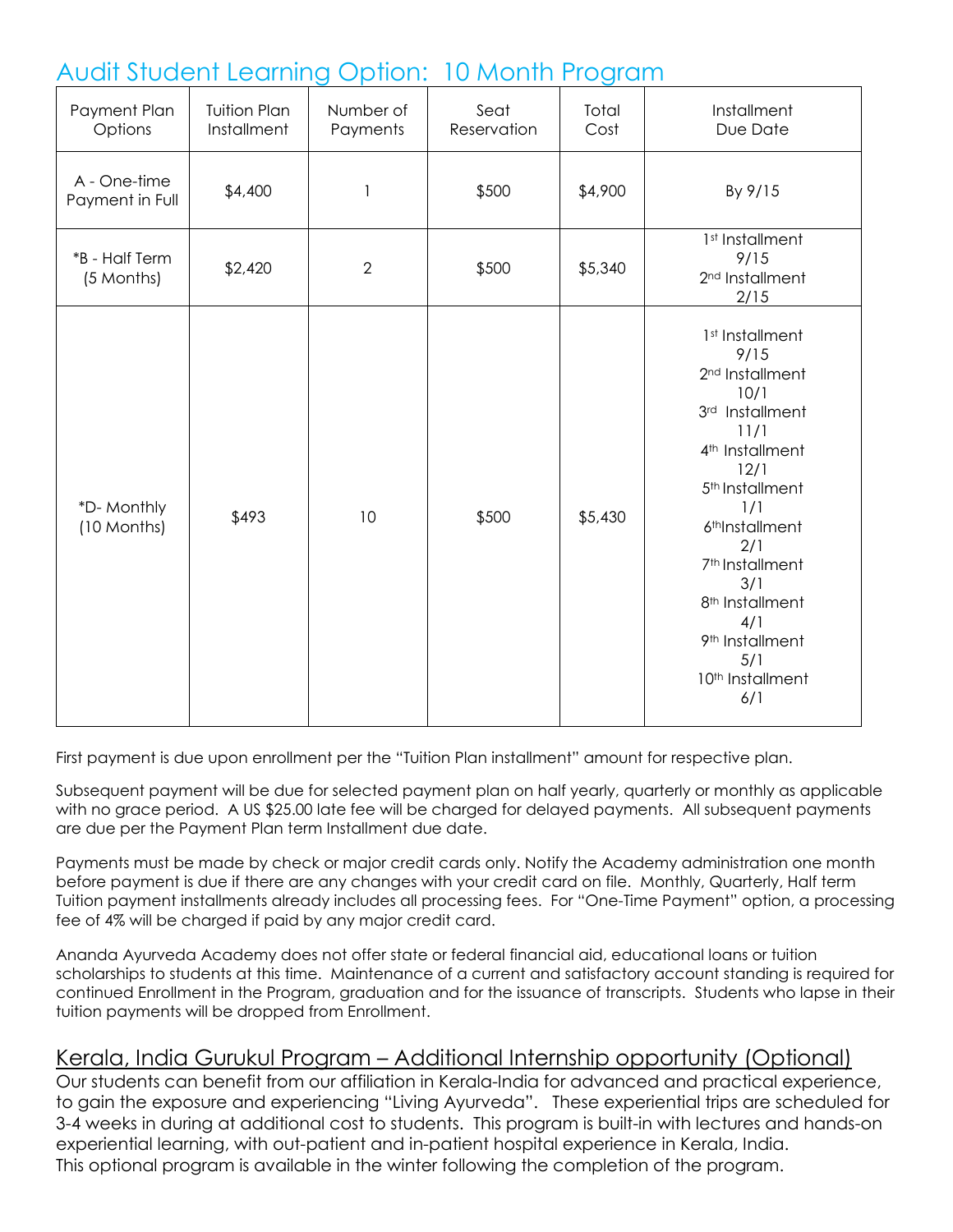# Audit Student Learning Option: 10 Month Program

| Payment Plan Options | Tuition Plan Installment | Number of Payments | Seat Reservation | Total Cost | Installment Due Date |
|---|---|---|---|---|---|
| A - One-time Payment in Full | $4,400 | 1 | $500 | $4,900 | By 9/15 |
| *B - Half Term (5 Months) | $2,420 | 2 | $500 | $5,340 | 1st Installment 9/15<br>2nd Installment 2/15 |
| *D- Monthly (10 Months) | $493 | 10 | $500 | $5,430 | 1st Installment 9/15<br>2nd Installment 10/1<br>3rd Installment 11/1<br>4th Installment 12/1<br>5th Installment 1/1<br>6thInstallment 2/1<br>7th Installment 3/1<br>8th Installment 4/1<br>9th Installment 5/1<br>10th Installment 6/1 |

First payment is due upon enrollment per the "Tuition Plan installment" amount for respective plan.

Subsequent payment will be due for selected payment plan on half yearly, quarterly or monthly as applicable with no grace period. A US $25.00 late fee will be charged for delayed payments. All subsequent payments are due per the Payment Plan term Installment due date.

Payments must be made by check or major credit cards only. Notify the Academy administration one month before payment is due if there are any changes with your credit card on file. Monthly, Quarterly, Half term Tuition payment installments already includes all processing fees. For "One-Time Payment" option, a processing fee of 4% will be charged if paid by any major credit card.

Ananda Ayurveda Academy does not offer state or federal financial aid, educational loans or tuition scholarships to students at this time. Maintenance of a current and satisfactory account standing is required for continued Enrollment in the Program, graduation and for the issuance of transcripts. Students who lapse in their tuition payments will be dropped from Enrollment.

## Kerala, India Gurukul Program – Additional Internship opportunity (Optional)

Our students can benefit from our affiliation in Kerala-India for advanced and practical experience, to gain the exposure and experiencing "Living Ayurveda". These experiential trips are scheduled for 3-4 weeks in during at additional cost to students. This program is built-in with lectures and hands-on experiential learning, with out-patient and in-patient hospital experience in Kerala, India.
This optional program is available in the winter following the completion of the program.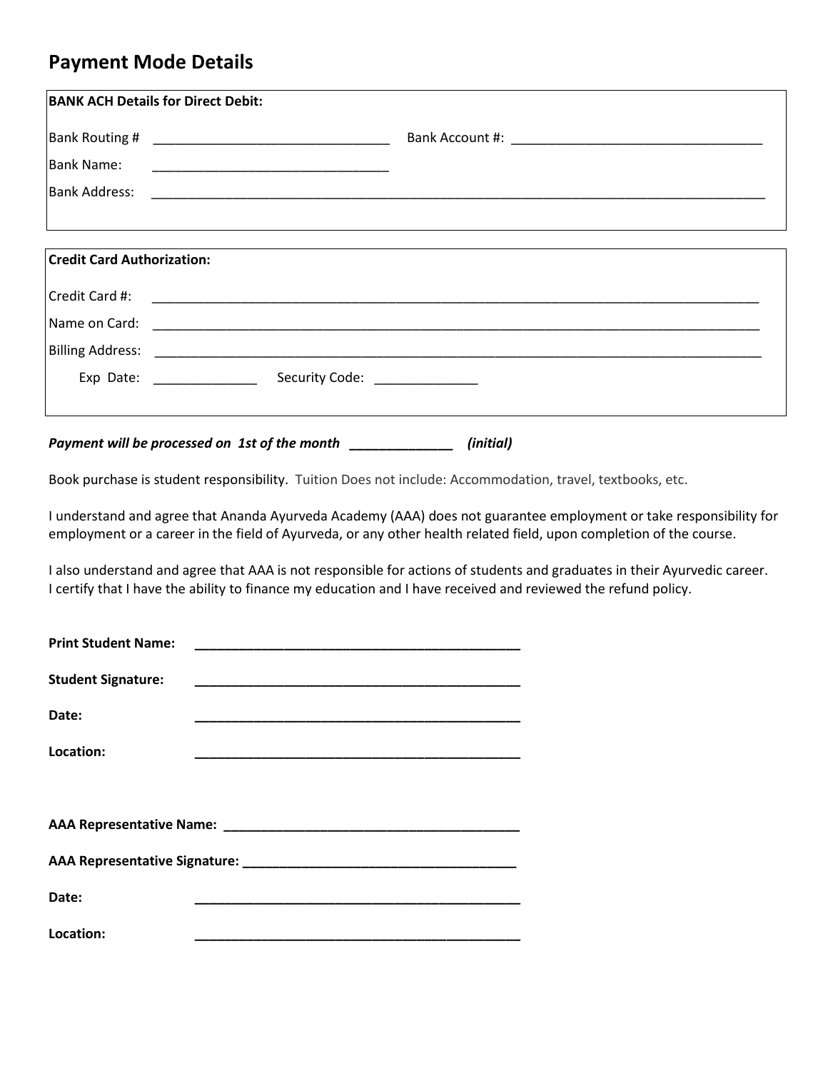## Payment Mode Details

**BANK ACH Details for Direct Debit:**

Bank Routing # ________________________________ Bank Account #: __________________________________

Bank Name: ________________________________

Bank Address: ____________________________________________________________________________________

**Credit Card Authorization:**

Credit Card #: ____________________________________________________________________________________

Name on Card: ____________________________________________________________________________________

Billing Address: ____________________________________________________________________________________

Exp Date: ______________ Security Code: ______________

***Payment will be processed on 1st of the month*** _____________ ***(initial)***

Book purchase is student responsibility. Tuition Does not include: Accommodation, travel, textbooks, etc.

I understand and agree that Ananda Ayurveda Academy (AAA) does not guarantee employment or take responsibility for employment or a career in the field of Ayurveda, or any other health related field, upon completion of the course.

I also understand and agree that AAA is not responsible for actions of students and graduates in their Ayurvedic career. I certify that I have the ability to finance my education and I have received and reviewed the refund policy.

**Print Student Name:** _____________________________________________

**Student Signature:** _____________________________________________

**Date:** _____________________________________________

**Location:** _____________________________________________

**AAA Representative Name:** ________________________________________

**AAA Representative Signature:** _____________________________________

**Date:** _____________________________________________

**Location:** _____________________________________________